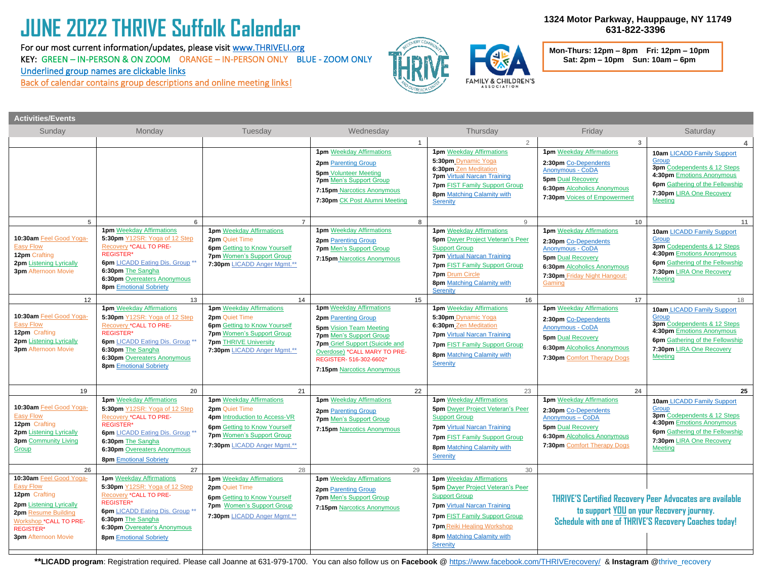# JUNE 2022 THRIVE Suffolk Calendar

For our most current information/updates, please visit www.THRIVELI.org

KEY: GREEN – IN-PERSON & ON ZOOM ORANGE – IN-PERSON ONLY BLUE - ZOOM ONLY

Underlined group names are clickable links

Back of calendar contains group descriptions and online meeting links!

**1324 Motor Parkway, Hauppauge, NY 11749**
**631-822-3396**

**Mon-Thurs: 12pm – 8pm Fri: 12pm – 10pm**
**Sat: 2pm – 10pm Sun: 10am – 6pm**

## Activities/Events

| Sunday | Monday | Tuesday | Wednesday | Thursday | Friday | Saturday |
|---|---|---|---|---|---|---|
| | | | 1<br>**1pm** Weekday Affirmations<br>**2pm** Parenting Group<br>**5pm** Volunteer Meeting<br>**7pm** Men's Support Group<br>**7:15pm** Narcotics Anonymous<br>**7:30pm** CK Post Alumni Meeting | 2<br>**1pm** Weekday Affirmations<br>**5:30pm** Dynamic Yoga<br>**6:30pm** Zen Meditation<br>**7pm** Virtual Narcan Training<br>**7pm** FIST Family Support Group<br>**8pm** Matching Calamity with Serenity | 3<br>**1pm** Weekday Affirmations<br>**2:30pm** Co-Dependents Anonymous - CoDA<br>**5pm** Dual Recovery<br>**6:30pm** Alcoholics Anonymous<br>**7:30pm** Voices of Empowerment | 4<br>**10am** LICADD Family Support Group<br>**3pm** Codependents & 12 Steps<br>**4:30pm** Emotions Anonymous<br>**6pm** Gathering of the Fellowship<br>**7:30pm** LIRA One Recovery Meeting |
| 5<br>**10:30am** Feel Good Yoga- Easy Flow<br>**12pm** Crafting<br>**2pm** Listening Lyrically<br>**3pm** Afternoon Movie | 6<br>**1pm** Weekday Affirmations<br>**5:30pm** Y12SR: Yoga of 12 Step Recovery *CALL TO PRE-REGISTER*<br>**6pm** LICADD Eating Dis. Group **<br>**6:30pm** The Sangha<br>**6:30pm** Overeaters Anonymous<br>**8pm** Emotional Sobriety | 7<br>**1pm** Weekday Affirmations<br>**2pm** Quiet Time<br>**6pm** Getting to Know Yourself<br>**7pm** Women's Support Group<br>**7:30pm** LICADD Anger Mgmt.** | 8<br>**1pm** Weekday Affirmations<br>**2pm** Parenting Group<br>**7pm** Men's Support Group<br>**7:15pm** Narcotics Anonymous | 9<br>**1pm** Weekday Affirmations<br>**5pm** Dwyer Project Veteran's Peer Support Group<br>**7pm** Virtual Narcan Training<br>**7pm** FIST Family Support Group<br>**7pm** Drum Circle<br>**8pm** Matching Calamity with Serenity | 10<br>**1pm** Weekday Affirmations<br>**2:30pm** Co-Dependents Anonymous - CoDA<br>**5pm** Dual Recovery<br>**6:30pm** Alcoholics Anonymous<br>**7:30pm** Friday Night Hangout: Gaming | 11<br>**10am** LICADD Family Support Group<br>**3pm** Codependents & 12 Steps<br>**4:30pm** Emotions Anonymous<br>**6pm** Gathering of the Fellowship<br>**7:30pm** LIRA One Recovery Meeting |
| 12<br>**10:30am** Feel Good Yoga- Easy Flow<br>**12pm** Crafting<br>**2pm** Listening Lyrically<br>**3pm** Afternoon Movie | 13<br>**1pm** Weekday Affirmations<br>**5:30pm** Y12SR: Yoga of 12 Step Recovery *CALL TO PRE-REGISTER*<br>**6pm** LICADD Eating Dis. Group **<br>**6:30pm** The Sangha<br>**6:30pm** Overeaters Anonymous<br>**8pm** Emotional Sobriety | 14<br>**1pm** Weekday Affirmations<br>**2pm** Quiet Time<br>**6pm** Getting to Know Yourself<br>**7pm** Women's Support Group<br>**7pm** THRIVE University<br>**7:30pm** LICADD Anger Mgmt.** | 15<br>**1pm** Weekday Affirmations<br>**2pm** Parenting Group<br>**5pm** Vision Team Meeting<br>**7pm** Men's Support Group<br>**7pm** Grief Support (Suicide and Overdose) *CALL MARY TO PRE-REGISTER- 516-302-6602*<br>**7:15pm** Narcotics Anonymous | 16<br>**1pm** Weekday Affirmations<br>**5:30pm** Dynamic Yoga<br>**6:30pm** Zen Meditation<br>**7pm** Virtual Narcan Training<br>**7pm** FIST Family Support Group<br>**8pm** Matching Calamity with Serenity | 17<br>**1pm** Weekday Affirmations<br>**2:30pm** Co-Dependents Anonymous - CoDA<br>**5pm** Dual Recovery<br>**6:30pm** Alcoholics Anonymous<br>**7:30pm** Comfort Therapy Dogs | 18<br>**10am** LICADD Family Support Group<br>**3pm** Codependents & 12 Steps<br>**4:30pm** Emotions Anonymous<br>**6pm** Gathering of the Fellowship<br>**7:30pm** LIRA One Recovery Meeting |
| 19<br>**10:30am** Feel Good Yoga- Easy Flow<br>**12pm** Crafting<br>**2pm** Listening Lyrically<br>**3pm** Community Living Group | 20<br>**1pm** Weekday Affirmations<br>**5:30pm** Y12SR: Yoga of 12 Step Recovery *CALL TO PRE-REGISTER*<br>**6pm** LICADD Eating Dis. Group **<br>**6:30pm** The Sangha<br>**6:30pm** Overeaters Anonymous<br>**8pm** Emotional Sobriety | 21<br>**1pm** Weekday Affirmations<br>**2pm** Quiet Time<br>**4pm** Introduction to Access-VR<br>**6pm** Getting to Know Yourself<br>**7pm** Women's Support Group<br>**7:30pm** LICADD Anger Mgmt.** | 22<br>**1pm** Weekday Affirmations<br>**2pm** Parenting Group<br>**7pm** Men's Support Group<br>**7:15pm** Narcotics Anonymous | 23<br>**1pm** Weekday Affirmations<br>**5pm** Dwyer Project Veteran's Peer Support Group<br>**7pm** Virtual Narcan Training<br>**7pm** FIST Family Support Group<br>**8pm** Matching Calamity with Serenity | 24<br>**1pm** Weekday Affirmations<br>**2:30pm** Co-Dependents Anonymous – CoDA<br>**5pm** Dual Recovery<br>**6:30pm** Alcoholics Anonymous<br>**7:30pm** Comfort Therapy Dogs | 25<br>**10am** LICADD Family Support Group<br>**3pm** Codependents & 12 Steps<br>**4:30pm** Emotions Anonymous<br>**6pm** Gathering of the Fellowship<br>**7:30pm** LIRA One Recovery Meeting |
| 26<br>**10:30am** Feel Good Yoga- Easy Flow<br>**12pm** Crafting<br>**2pm** Listening Lyrically<br>**2pm** Resume Building Workshop *CALL TO PRE-REGISTER*<br>**3pm** Afternoon Movie | 27<br>**1pm** Weekday Affirmations<br>**5:30pm** Y12SR: Yoga of 12 Step Recovery *CALL TO PRE-REGISTER*<br>**6pm** LICADD Eating Dis. Group **<br>**6:30pm** The Sangha<br>**6:30pm** Overeater's Anonymous<br>**8pm** Emotional Sobriety | 28<br>**1pm** Weekday Affirmations<br>**2pm** Quiet Time<br>**6pm** Getting to Know Yourself<br>**7pm** Women's Support Group<br>**7:30pm** LICADD Anger Mgmt.** | 29<br>**1pm** Weekday Affirmations<br>**2pm** Parenting Group<br>**7pm** Men's Support Group<br>**7:15pm** Narcotics Anonymous | 30<br>**1pm** Weekday Affirmations<br>**5pm** Dwyer Project Veteran's Peer Support Group<br>**7pm** Virtual Narcan Training<br>**7pm** FIST Family Support Group<br>**7pm** Reiki Healing Workshop<br>**8pm** Matching Calamity with Serenity | THRIVE'S Certified Recovery Peer Advocates are available to support YOU on your Recovery journey. Schedule with one of THRIVE'S Recovery Coaches today! | |

****LICADD program**: Registration required. Please call Joanne at 631-979-1700. You can also follow us on **Facebook** @ https://www.facebook.com/THRIVErecovery/ & **Instagram** @thrive_recovery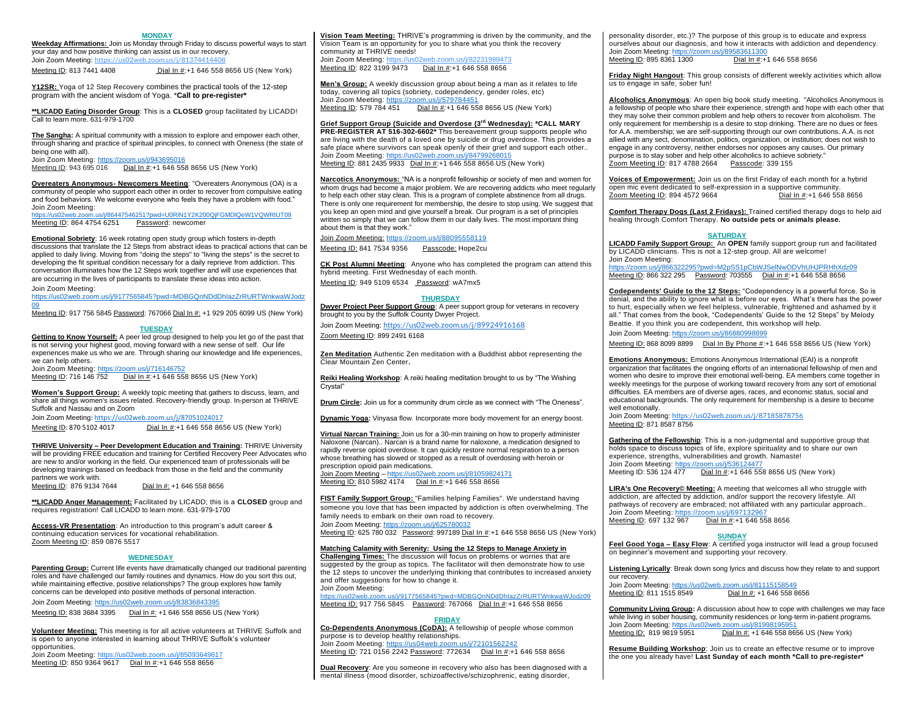## MONDAY

**Weekday Affirmations:** Join us Monday through Friday to discuss powerful ways to start your day and how positive thinking can assist us in our recovery.
Join Zoom Meeting: https://us02web.zoom.us/j/81374414408
Meeting ID: 813 7441 4408 Dial In #:+1 646 558 8656 US (New York)

**Y12SR:** Yoga of 12 Step Recovery combines the practical tools of the 12-step program with the ancient wisdom of Yoga. ***Call to pre-register***

****LICADD Eating Disorder Group**: This is a **CLOSED** group facilitated by LICADD! Call to learn more. 631-979-1700

**The Sangha:** A spiritual community with a mission to explore and empower each other, through sharing and practice of spiritual principles, to connect with Oneness (the state of being one with all).
Join Zoom Meeting: https://zoom.us/j/943695016
Meeting ID: 943 695 016 Dial In #:+1 646 558 8656 US (New York)

**Overeaters Anonymous- Newcomers Meeting**: "Overeaters Anonymous (OA) is a community of people who support each other in order to recover from compulsive eating and food behaviors. We welcome everyone who feels they have a problem with food."
Join Zoom Meeting:
https://us02web.zoom.us/j/86447546251?pwd=U0RiN1Y2K200QjFGMDlQeW1VQWRtUT09
Meeting ID: 864 4754 6251 Password: newcomer

**Emotional Sobriety**: 16 week rotating open study group which fosters in-depth discussions that translate the 12 Steps from abstract ideas to practical actions that can be applied to daily living. Moving from "doing the steps" to "living the steps" is the secret to developing the fit spiritual condition necessary for a daily reprieve from addiction. This conversation illuminates how the 12 Steps work together and will use experiences that are occurring in the lives of participants to translate these ideas into action.
Join Zoom Meeting:
https://us02web.zoom.us/j/9177565845?pwd=MDBGQnNDdDhIazZrRURTWnkwaWJodz09
Meeting ID: 917 756 5845 Password: 767066 Dial In #: +1 929 205 6099 US (New York)

## TUESDAY

**Getting to Know Yourself:** A peer led group designed to help you let go of the past that is not serving your highest good, moving forward with a new sense of self. Our life experiences make us who we are. Through sharing our knowledge and life experiences, we can help others.
Join Zoom Meeting: https://zoom.us/j/716146752
Meeting ID: 716 146 752 Dial In #:+1 646 558 8656 US (New York)

**Women's Support Group:** A weekly topic meeting that gathers to discuss, learn, and share all things women's issues related. Recovery-friendly group. In-person at THRIVE Suffolk and Nassau and on Zoom
Join Zoom Meeting: https://us02web.zoom.us/j/87051024017
Meeting ID: 870 5102 4017 Dial In #:+1 646 558 8656 US (New York)

**THRIVE University – Peer Development Education and Training:** THRIVE University will be providing FREE education and training for Certified Recovery Peer Advocates who are new to and/or working in the field. Our experienced team of professionals will be developing trainings based on feedback from those in the field and the community partners we work with.
Meeting ID: 876 9134 7644 Dial In #: +1 646 558 8656

****LICADD Anger Management:** Facilitated by LICADD; this is a **CLOSED** group and requires registration! Call LICADD to learn more. 631-979-1700

**Access-VR Presentation**: An introduction to this program's adult career & continuing education services for vocational rehabilitation.
Zoom Meeting ID: 859 0876 5517

## WEDNESDAY

**Parenting Group:** Current life events have dramatically changed our traditional parenting roles and have challenged our family routines and dynamics. How do you sort this out, while maintaining effective, positive relationships? The group explores how family concerns can be developed into positive methods of personal interaction.
Join Zoom Meeting: https://us02web.zoom.us/j/83836843395
Meeting ID: 838 3684 3395 Dial In #: +1 646 558 8656 US (New York)

**Volunteer Meeting:** This meeting is for all active volunteers at THRIVE Suffolk and is open to anyone interested in learning about THRIVE Suffolk's volunteer opportunities.
Join Zoom Meeting: https://us02web.zoom.us/j/85093649617
Meeting ID: 850 9364 9617 Dial In #:+1 646 558 8656

**Vision Team Meeting:** THRIVE's programming is driven by the community, and the Vision Team is an opportunity for you to share what you think the recovery community at THRIVE needs!
Join Zoom Meeting: https://us02web.zoom.us/j/82231999473
Meeting ID: 822 3199 9473 Dial In #:+1 646 558 8656

**Men's Group:** A weekly discussion group about being a man as it relates to life today, covering all topics (sobriety, codependency, gender roles, etc)
Join Zoom Meeting: https://zoom.us/j/579784451
Meeting ID: 579 784 451 Dial In #:+1 646 558 8656 US (New York)

**Grief Support Group (Suicide and Overdose (3rd Wednesday): *CALL MARY PRE-REGISTER AT 516-302-6602*** This bereavement group supports people who are living with the death of a loved one by suicide or drug overdose. This provides a safe place where survivors can speak openly of their grief and support each other..
Join Zoom Meeting: https://us02web.zoom.us/j/84799268015
Meeting ID: 881 2435 9933 Dial In #:+1 646 558 8656 US (New York)

**Narcotics Anonymous:** "NA is a nonprofit fellowship or society of men and women for whom drugs had become a major problem. We are recovering addicts who meet regularly to help each other stay clean. This is a program of complete abstinence from all drugs. There is only one requirement for membership, the desire to stop using. We suggest that you keep an open mind and give yourself a break. Our program is a set of principles written so simply that we can follow them in our daily lives. The most important thing about them is that they work."
Join Zoom Meeting: https://zoom.us/j/88095558119
Meeting ID: 841 7534 9356 Passcode: Hope2cu

**CK Post Alumni Meeting**: Anyone who has completed the program can attend this hybrid meeting. First Wednesday of each month.
Meeting ID: 949 5109 6534 Password: wA7mx5

## THURSDAY

**Dwyer Project Peer Support Group**: A peer support group for veterans in recovery brought to you by the Suffolk County Dwyer Project.
Join Zoom Meeting: https://us02web.zoom.us/j/89924916168
Zoom Meeting ID: 899 2491 6168

**Zen Meditation** Authentic Zen meditation with a Buddhist abbot representing the Clear Mountain Zen Center.

**Reiki Healing Workshop**: A reiki healing meditation brought to us by "The Wishing Crystal"

**Drum Circle:** Join us for a community drum circle as we connect with "The Oneness".

**Dynamic Yoga:** Vinyasa flow. Incorporate more body movement for an energy boost.

**Virtual Narcan Training:** Join us for a 30-min training on how to properly administer Naloxone (Narcan).. Narcan is a brand name for naloxone, a medication designed to rapidly reverse opioid overdose. It can quickly restore normal respiration to a person whose breathing has slowed or stopped as a result of overdosing with heroin or prescription opioid pain medications.
Join Zoom Meeting – https://us02web.zoom.us/j/81059824171
Meeting ID: 810 5982 4174 Dial In #:+1 646 558 8656

**FIST Family Support Group:** "Families helping Families". We understand having someone you love that has been impacted by addiction is often overwhelming. The family needs to embark on their own road to recovery.
Join Zoom Meeting: https://zoom.us/j/625780032
Meeting ID: 625 780 032 Password: 997189 Dial In #:+1 646 558 8656 US (New York)

**Matching Calamity with Serenity: Using the 12 Steps to Manage Anxiety in Challenging Times:** The discussion will focus on problems or worries that are suggested by the group as topics. The facilitator will then demonstrate how to use the 12 steps to uncover the underlying thinking that contributes to increased anxiety and offer suggestions for how to change it.
Join Zoom Meeting:
https://us02web.zoom.us/j/9177565845?pwd=MDBGQnNDdDhIazZrRURTWnkwaWJodz09
Meeting ID: 917 756 5845 Password: 767066 Dial In #:+1 646 558 8656

## FRIDAY

**Co-Dependents Anonymous (CoDA):** A fellowship of people whose common purpose is to develop healthy relationships.
Join Zoom Meeting: https://us04web.zoom.us/j/72101562242
Meeting ID: 721 0156 2242 Password: 772634 Dial In #:+1 646 558 8656

**Dual Recovery**: Are you someone in recovery who also has been diagnosed with a mental illness (mood disorder, schizoaffective/schizophrenic, eating disorder, personality disorder, etc.)? The purpose of this group is to educate and express ourselves about our diagnosis, and how it interacts with addiction and dependency.
Join Zoom Meeting: https://zoom.us/j/89583611300
Meeting ID: 895 8361 1300 Dial In #:+1 646 558 8656

**Friday Night Hangout**: This group consists of different weekly activities which allow us to engage in safe, sober fun!

**Alcoholics Anonymous**: An open big book study meeting. "Alcoholics Anonymous is a fellowship of people who share their experience, strength and hope with each other that they may solve their common problem and help others to recover from alcoholism. The only requirement for membership is a desire to stop drinking. There are no dues or fees for A.A. membership; we are self-supporting through our own contributions. A.A. is not allied with any sect, denomination, politics, organization, or institution; does not wish to engage in any controversy, neither endorses nor opposes any causes. Our primary purpose is to stay sober and help other alcoholics to achieve sobriety."
Zoom Meeting ID: 817 4788 2664 Passcode: 339 155

**Voices of Empowerment:** Join us on the first Friday of each month for a hybrid open mic event dedicated to self-expression in a supportive community.
Zoom Meeting ID: 894 4572 9664 Dial In #:+1 646 558 8656

**Comfort Therapy Dogs (Last 2 Fridays):** Trained certified therapy dogs to help aid healing through Comfort Therapy. **No outside pets or animals please.**

## SATURDAY

**LICADD Family Support Group:** An **OPEN** family support group run and facilitated by LICADD clinicians. This is not a 12-step group. All are welcome!
Join Zoom Meeting:
https://zoom.us/j/866322295?pwd=M2pSS1pCbWJSelNwODVhUHJPRHhXdz09
Meeting ID: 866 322 295 Password: 703555 Dial in #:+1 646 558 8656

**Codependents' Guide to the 12 Steps:** "Codependency is a powerful force. So is denial, and the ability to ignore what is before our eyes. What's there has the power to hurt, especially when we feel helpless, vulnerable, frightened and ashamed by it all." That comes from the book, "Codependents' Guide to the 12 Steps" by Melody Beattie. If you think you are codependent, this workshop will help.
Join Zoom Meeting: https://zoom.us/j/86880998899
Meeting ID: 868 8099 8899 Dial In By Phone #:+1 646 558 8656 US (New York)

**Emotions Anonymous:** Emotions Anonymous International (EAI) is a nonprofit organization that facilitates the ongoing efforts of an international fellowship of men and women who desire to improve their emotional well-being. EA members come together in weekly meetings for the purpose of working toward recovery from any sort of emotional difficulties. EA members are of diverse ages, races, and economic status, social and educational backgrounds. The only requirement for membership is a desire to become well emotionally.
Join Zoom Meeting: https://us02web.zoom.us/j/87185878756
Meeting ID: 871 8587 8756

**Gathering of the Fellowship**: This is a non-judgmental and supportive group that holds space to discuss topics of life, explore spirituality and to share our own experience, strengths, vulnerabilities and growth. Namaste!
Join Zoom Meeting: https://zoom.us/j/536124477
Meeting ID: 536 124 477 Dial In #:+1 646 558 8656 US (New York)

**LIRA's One Recovery© Meeting:** A meeting that welcomes all who struggle with addiction, are affected by addiction, and/or support the recovery lifestyle. All pathways of recovery are embraced; not affiliated with any particular approach..
Join Zoom Meeting: https://zoom.us/j/697132967
Meeting ID: 697 132 967 Dial In #:+1 646 558 8656

## SUNDAY

**Feel Good Yoga – Easy Flow**: A certified yoga instructor will lead a group focused on beginner's movement and supporting your recovery.

**Listening Lyrically**: Break down song lyrics and discuss how they relate to and support our recovery.
Join Zoom Meeting: https://us02web.zoom.us/j/81115158549
Meeting ID: 811 1515 8549 Dial In #: +1 646 558 8656

**Community Living Group:** A discussion about how to cope with challenges we may face while living in sober housing, community residences or long-term in-patient programs.
Join Zoom Meeting: https://us02web.zoom.us/j/81998195951
Meeting ID: 819 9819 5951 Dial In #: +1 646 558 8656 US (New York)

**Resume Building Workshop**: Join us to create an effective resume or to improve the one you already have! **Last Sunday of each month *Call to pre-register***